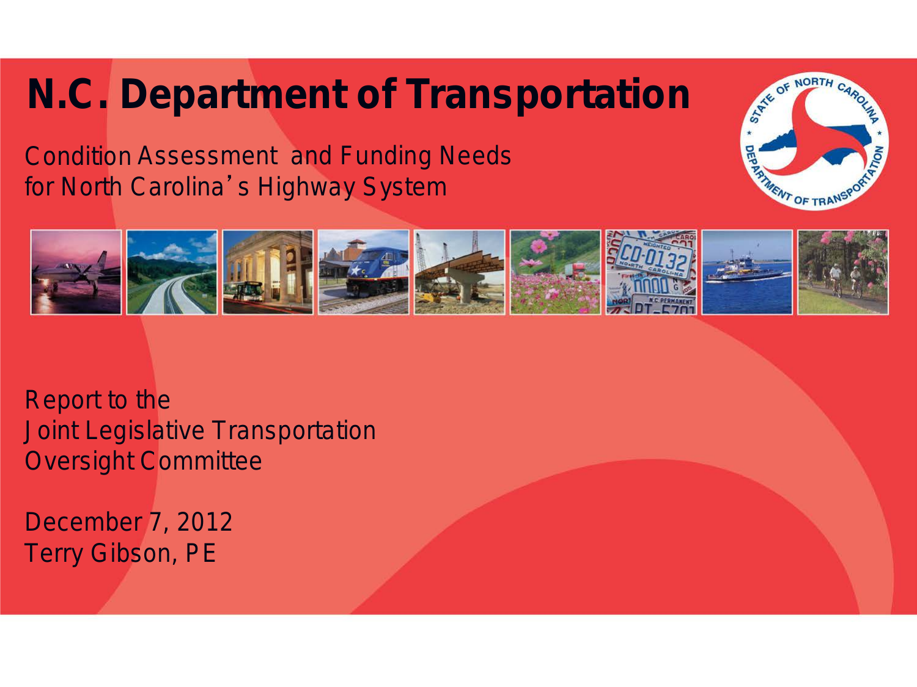# N.C. Department of Transportation

Condition Assessment and Funding Needs for North Carolina's Highway System

Report to the
Joint Legislative Transportation
Oversight Committee

December 7, 2012
Terry Gibson, PE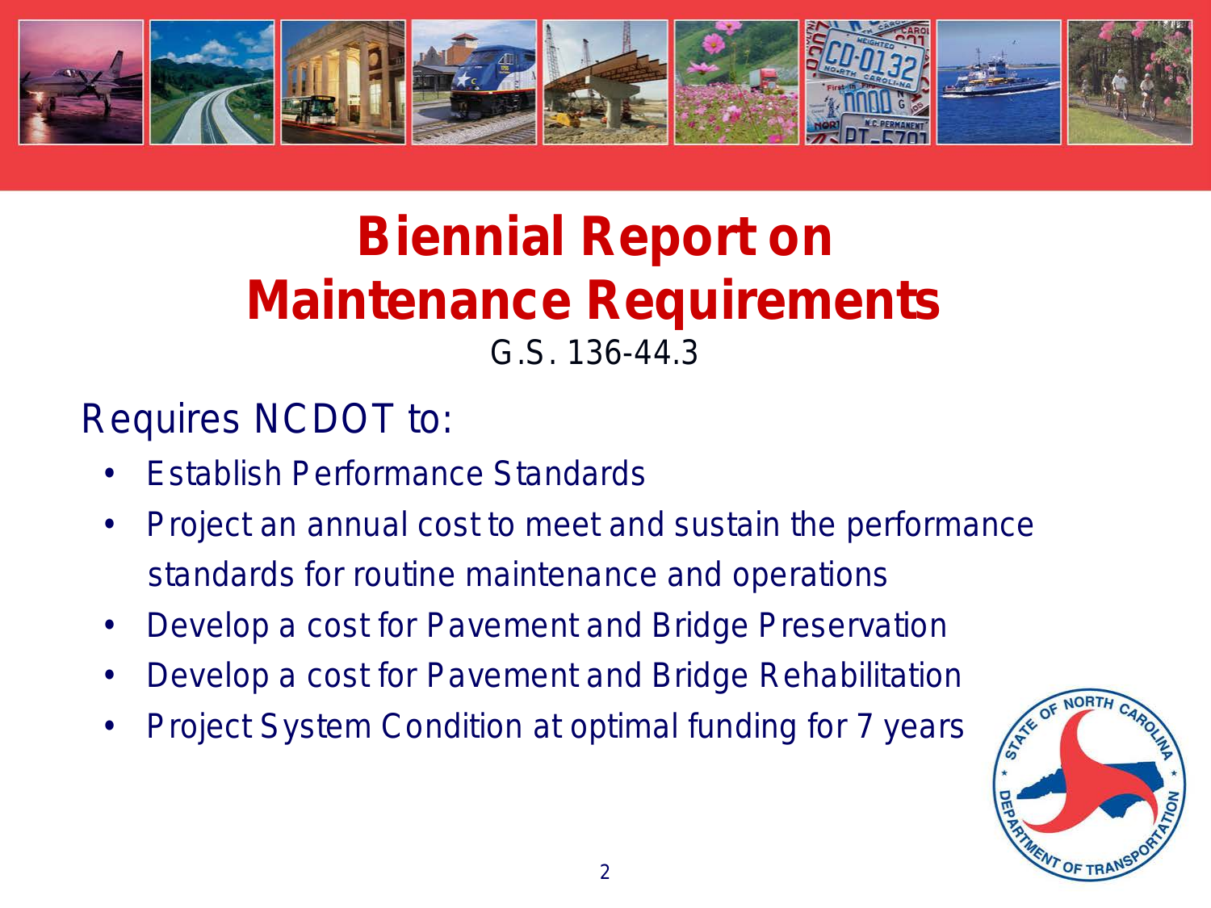# Biennial Report on Maintenance Requirements

G.S. 136-44.3

Requires NCDOT to:

- Establish Performance Standards
- Project an annual cost to meet and sustain the performance standards for routine maintenance and operations
- Develop a cost for Pavement and Bridge Preservation
- Develop a cost for Pavement and Bridge Rehabilitation
- Project System Condition at optimal funding for 7 years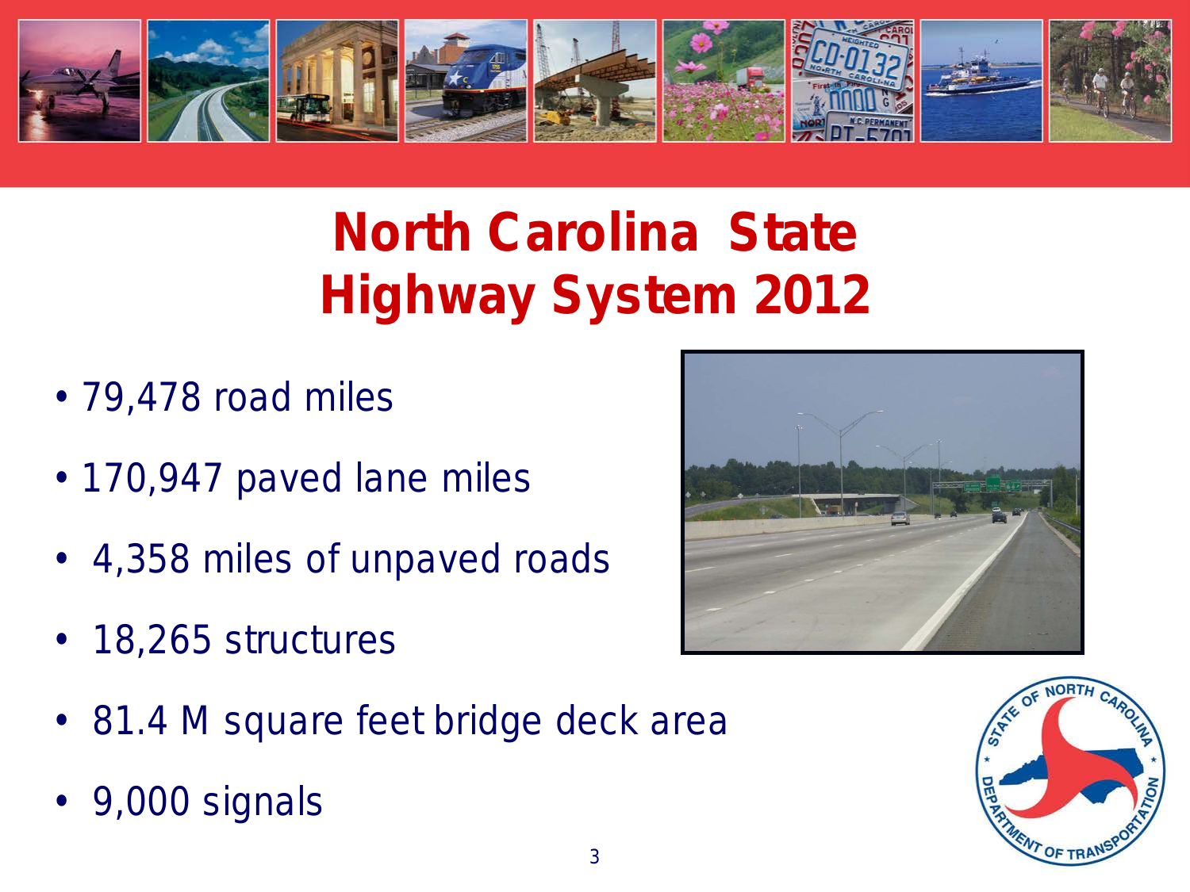# North Carolina State Highway System 2012

- 79,478 road miles
- 170,947 paved lane miles
- 4,358 miles of unpaved roads
- 18,265 structures
- 81.4 M square feet bridge deck area
- 9,000 signals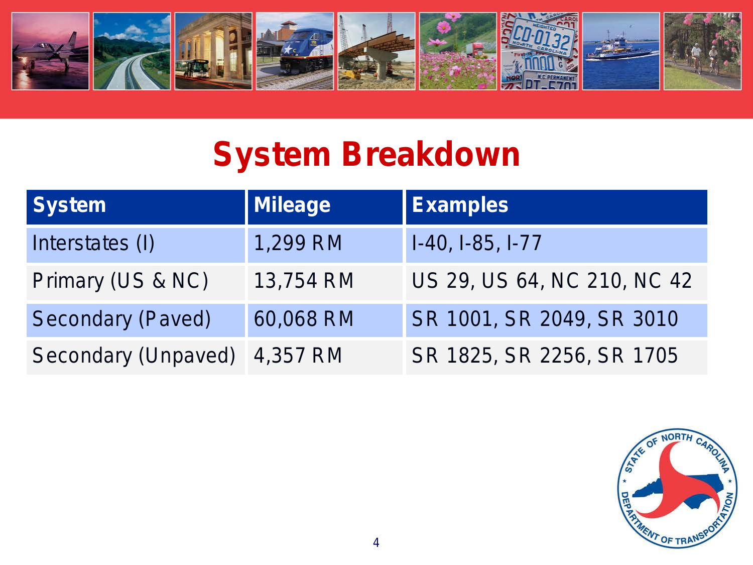# System Breakdown

| System | Mileage | Examples |
|---|---|---|
| Interstates (I) | 1,299 RM | I-40, I-85, I-77 |
| Primary (US & NC) | 13,754 RM | US 29, US 64, NC 210, NC 42 |
| Secondary (Paved) | 60,068 RM | SR 1001, SR 2049, SR 3010 |
| Secondary (Unpaved) | 4,357 RM | SR 1825, SR 2256, SR 1705 |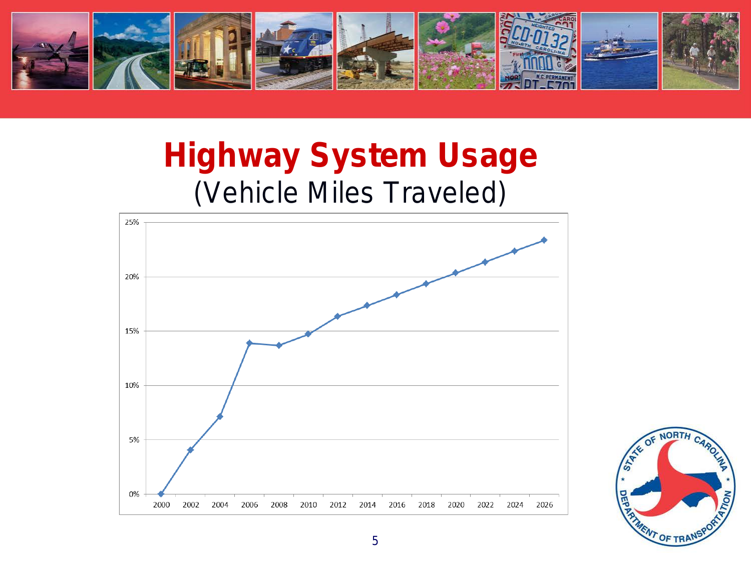# Highway System Usage

(Vehicle Miles Traveled)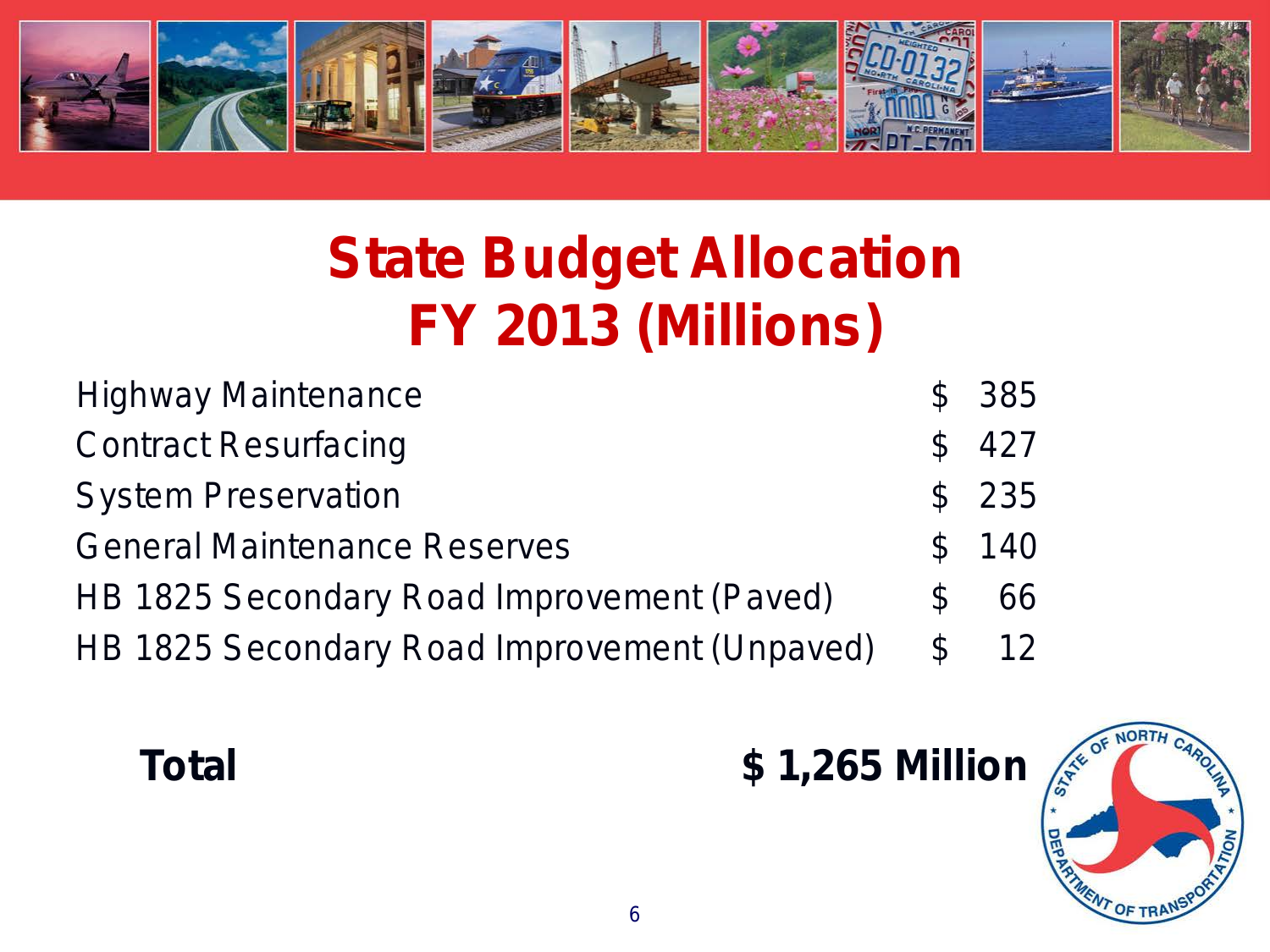# State Budget Allocation FY 2013 (Millions)

| Item | Amount |
| --- | --- |
| Highway Maintenance | $ 385 |
| Contract Resurfacing | $ 427 |
| System Preservation | $ 235 |
| General Maintenance Reserves | $ 140 |
| HB 1825 Secondary Road Improvement (Paved) | $ 66 |
| HB 1825 Secondary Road Improvement (Unpaved) | $ 12 |

**Total** **$ 1,265 Million**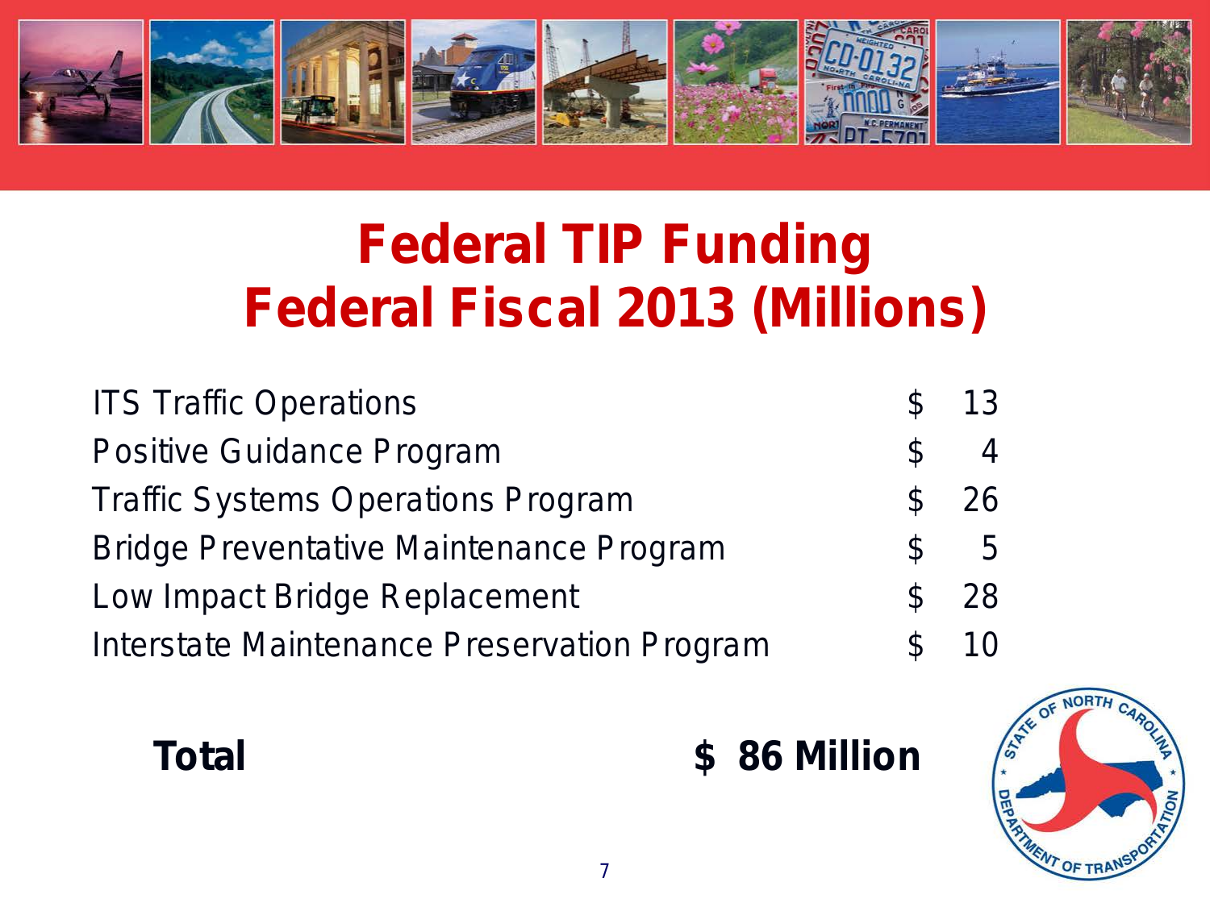# Federal TIP Funding
# Federal Fiscal 2013 (Millions)

| | |
|---|---|
| ITS Traffic Operations | $ 13 |
| Positive Guidance Program | $ 4 |
| Traffic Systems Operations Program | $ 26 |
| Bridge Preventative Maintenance Program | $ 5 |
| Low Impact Bridge Replacement | $ 28 |
| Interstate Maintenance Preservation Program | $ 10 |

**Total** **$ 86 Million**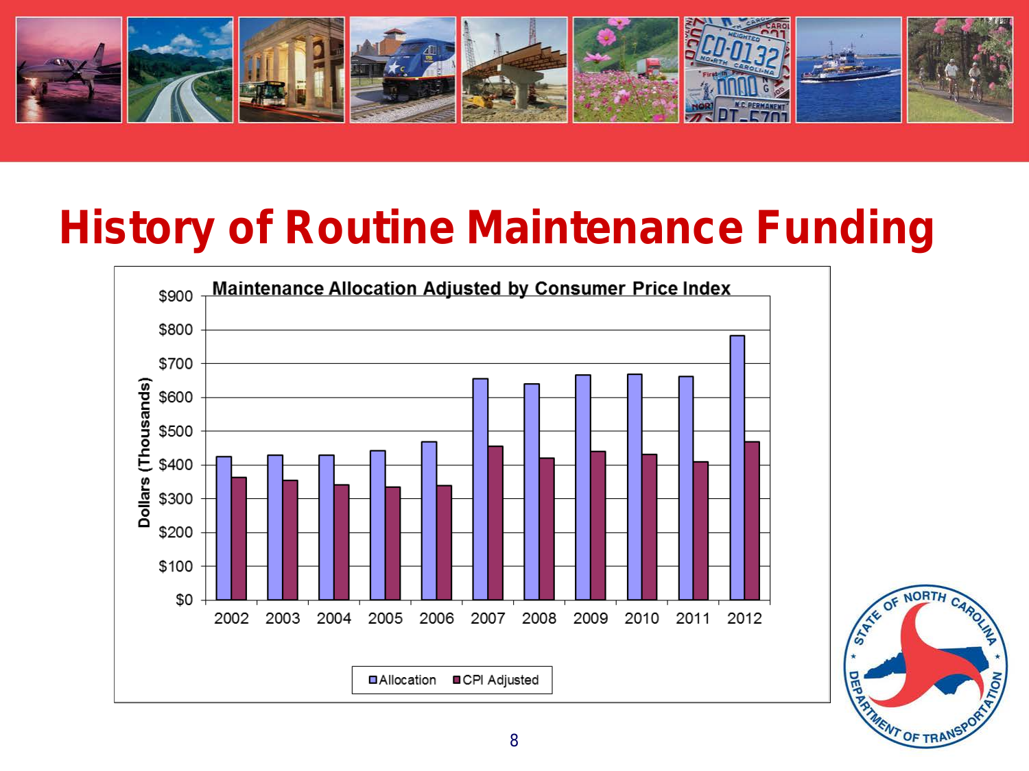# History of Routine Maintenance Funding

**Maintenance Allocation Adjusted by Consumer Price Index**

Dollars (Thousands)

| Year | Allocation | CPI Adjusted |
|---|---|---|
| 2002 | ~$425 | ~$365 |
| 2003 | ~$430 | ~$355 |
| 2004 | ~$430 | ~$342 |
| 2005 | ~$443 | ~$335 |
| 2006 | ~$470 | ~$340 |
| 2007 | ~$655 | ~$455 |
| 2008 | ~$640 | ~$420 |
| 2009 | ~$667 | ~$440 |
| 2010 | ~$670 | ~$432 |
| 2011 | ~$662 | ~$410 |
| 2012 | ~$785 | ~$470 |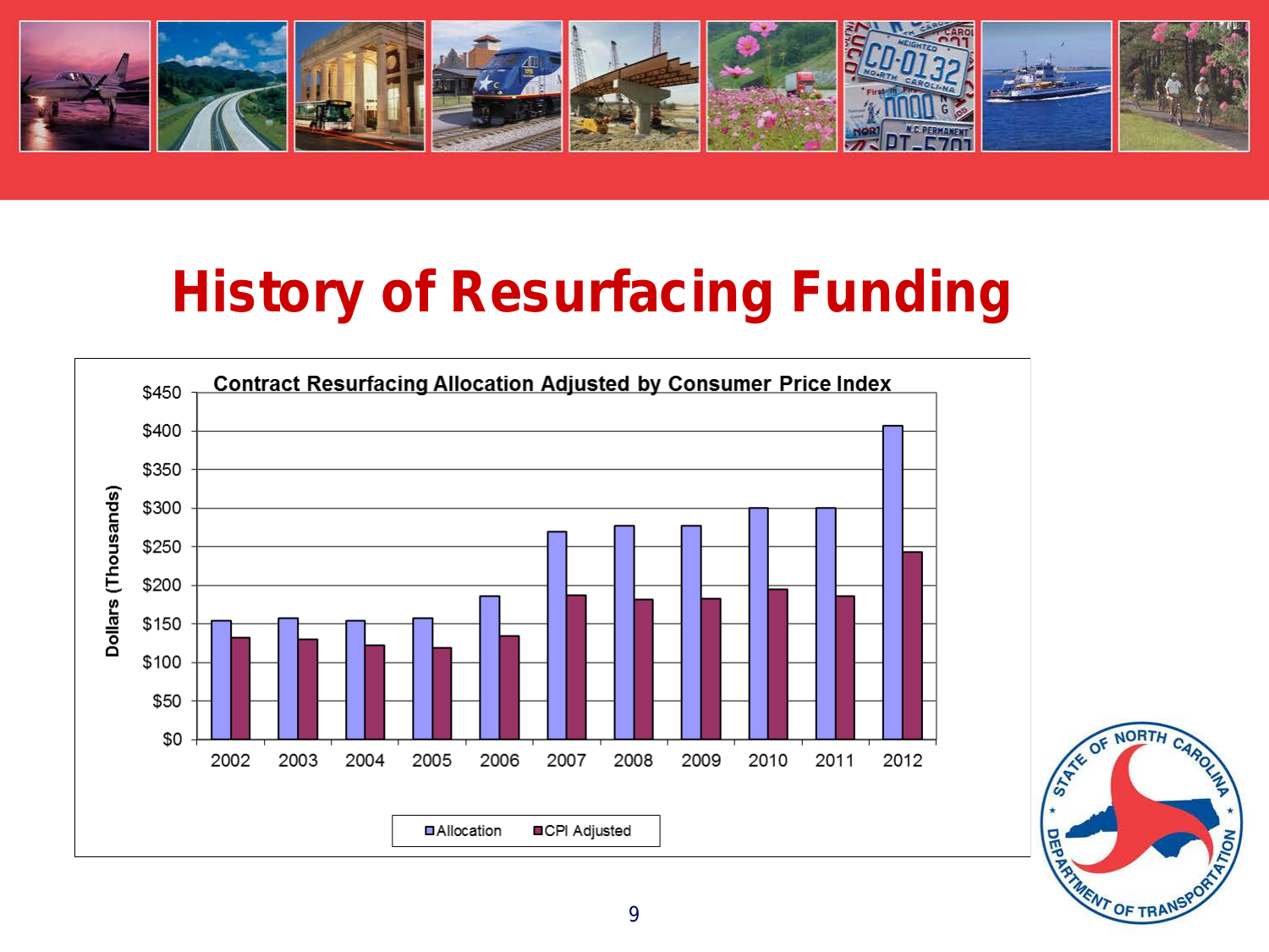# History of Resurfacing Funding

**Contract Resurfacing Allocation Adjusted by Consumer Price Index**

Dollars (Thousands)

$450
$400
$350
$300
$250
$200
$150
$100
$50
$0

2002 2003 2004 2005 2006 2007 2008 2009 2010 2011 2012

Allocation | CPI Adjusted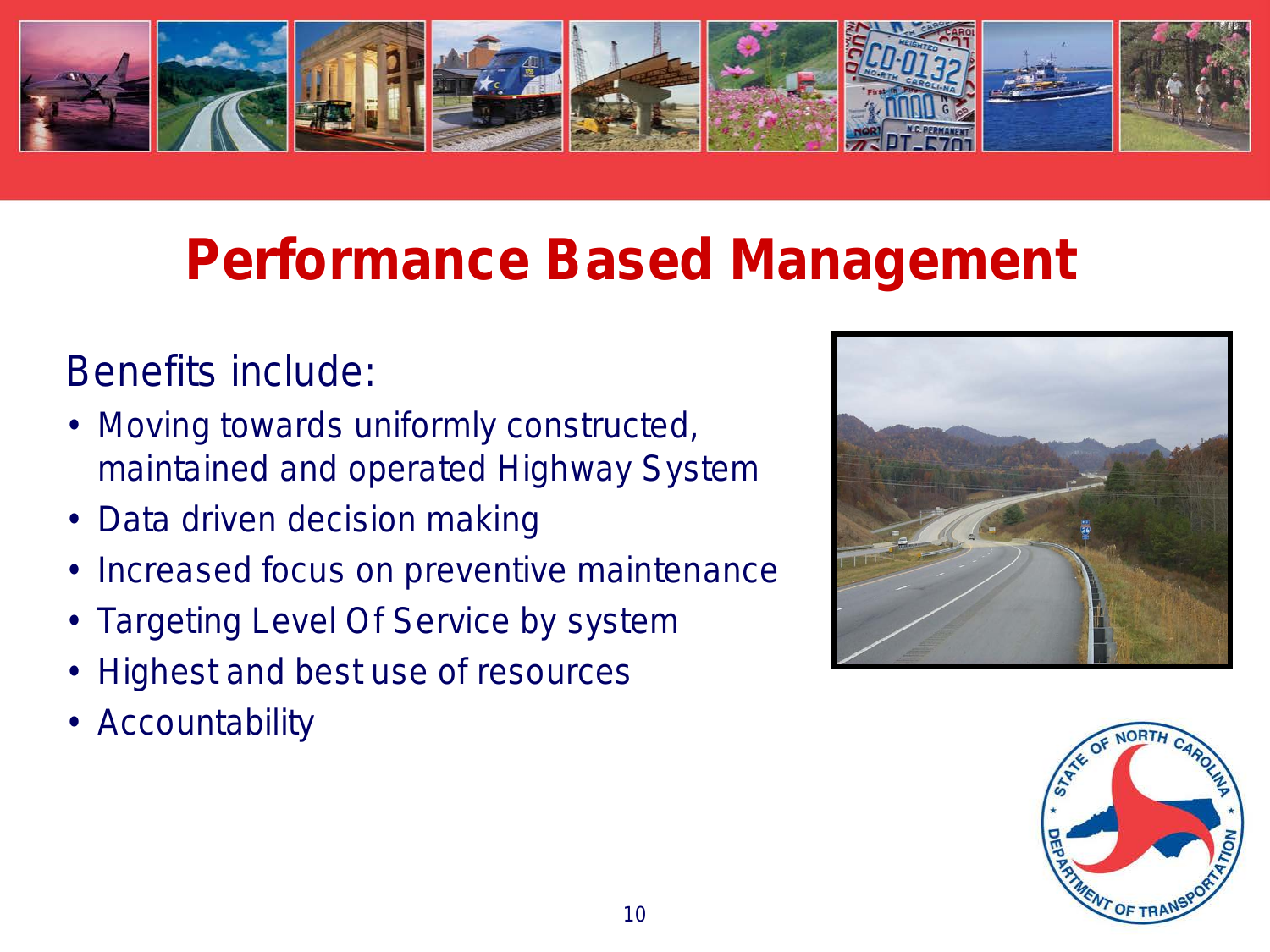# Performance Based Management

Benefits include:

- Moving towards uniformly constructed, maintained and operated Highway System
- Data driven decision making
- Increased focus on preventive maintenance
- Targeting Level Of Service by system
- Highest and best use of resources
- Accountability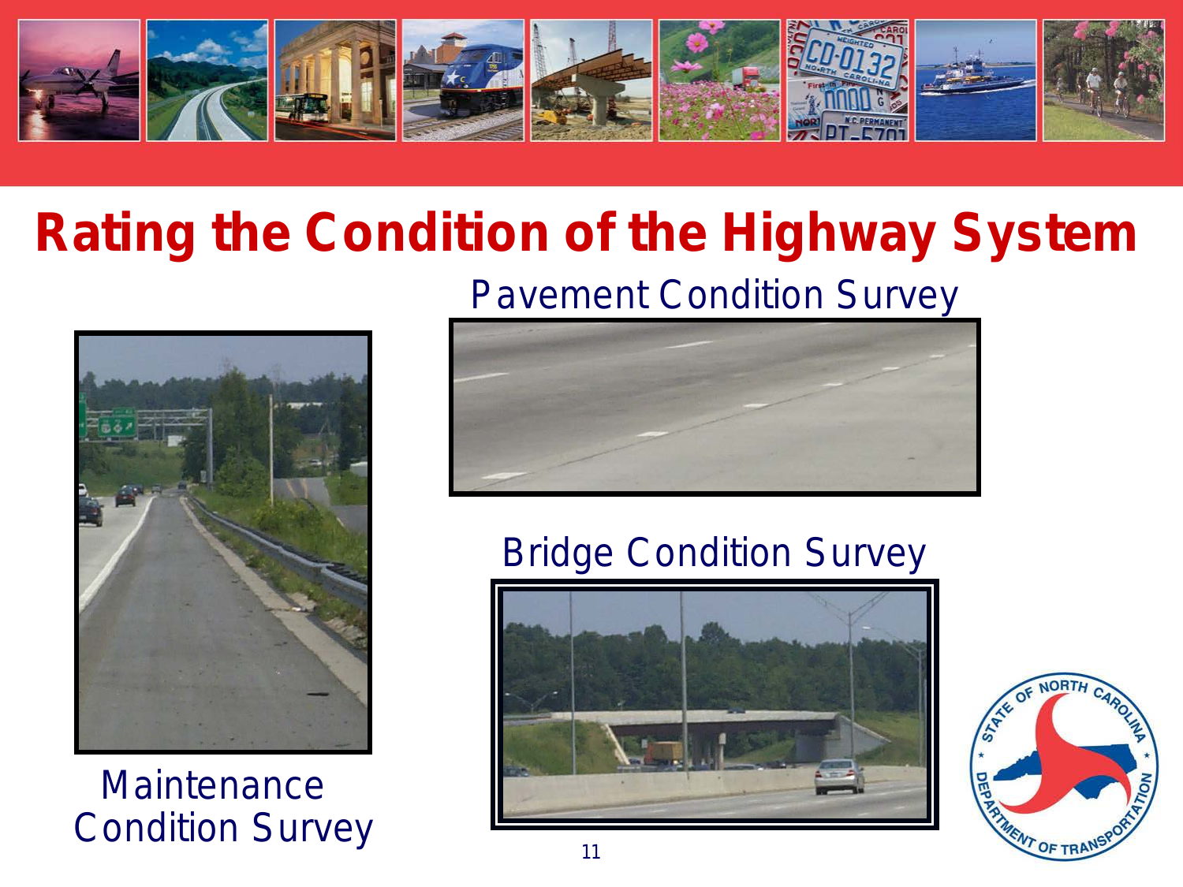# Rating the Condition of the Highway System

Pavement Condition Survey

Bridge Condition Survey

Maintenance Condition Survey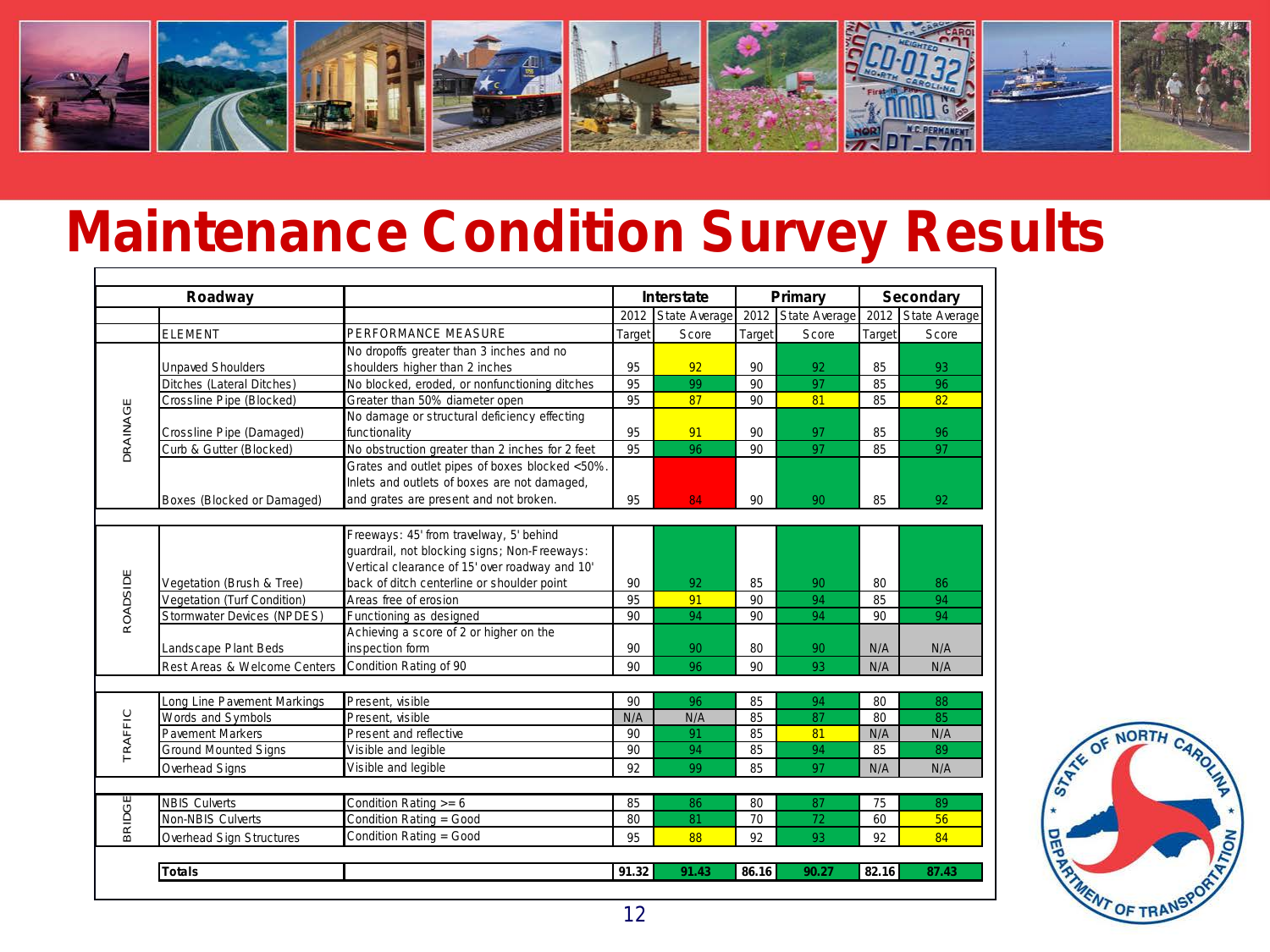# Maintenance Condition Survey Results

| Roadway | | | Interstate | | Primary | | Secondary | |
|---|---|---|---|---|---|---|---|---|
| | | | 2012 | State Average | 2012 | State Average | 2012 | State Average |
| | ELEMENT | PERFORMANCE MEASURE | Target | Score | Target | Score | Target | Score |
| DRAINAGE | Unpaved Shoulders | No dropoffs greater than 3 inches and no shoulders higher than 2 inches | 95 | 92 | 90 | 92 | 85 | 93 |
| | Ditches (Lateral Ditches) | No blocked, eroded, or nonfunctioning ditches | 95 | 99 | 90 | 97 | 85 | 96 |
| | Crossline Pipe (Blocked) | Greater than 50% diameter open | 95 | 87 | 90 | 81 | 85 | 82 |
| | Crossline Pipe (Damaged) | No damage or structural deficiency effecting functionality | 95 | 91 | 90 | 97 | 85 | 96 |
| | Curb & Gutter (Blocked) | No obstruction greater than 2 inches for 2 feet | 95 | 96 | 90 | 97 | 85 | 97 |
| | Boxes (Blocked or Damaged) | Grates and outlet pipes of boxes blocked <50%. Inlets and outlets of boxes are not damaged, and grates are present and not broken. | 95 | 84 | 90 | 90 | 85 | 92 |
| ROADSIDE | Vegetation (Brush & Tree) | Freeways: 45' from travelway, 5' behind guardrail, not blocking signs; Non-Freeways: Vertical clearance of 15' over roadway and 10' back of ditch centerline or shoulder point | 90 | 92 | 85 | 90 | 80 | 86 |
| | Vegetation (Turf Condition) | Areas free of erosion | 95 | 91 | 90 | 94 | 85 | 94 |
| | Stormwater Devices (NPDES) | Functioning as designed | 90 | 94 | 90 | 94 | 90 | 94 |
| | Landscape Plant Beds | Achieving a score of 2 or higher on the inspection form | 90 | 90 | 80 | 90 | N/A | N/A |
| | Rest Areas & Welcome Centers | Condition Rating of 90 | 90 | 96 | 90 | 93 | N/A | N/A |
| TRAFFIC | Long Line Pavement Markings | Present, visible | 90 | 96 | 85 | 94 | 80 | 88 |
| | Words and Symbols | Present, visible | N/A | N/A | 85 | 87 | 80 | 85 |
| | Pavement Markers | Present and reflective | 90 | 91 | 85 | 81 | N/A | N/A |
| | Ground Mounted Signs | Visible and legible | 90 | 94 | 85 | 94 | 85 | 89 |
| | Overhead Signs | Visible and legible | 92 | 99 | 85 | 97 | N/A | N/A |
| BRIDGE | NBIS Culverts | Condition Rating >= 6 | 85 | 86 | 80 | 87 | 75 | 89 |
| | Non-NBIS Culverts | Condition Rating = Good | 80 | 81 | 70 | 72 | 60 | 56 |
| | Overhead Sign Structures | Condition Rating = Good | 95 | 88 | 92 | 93 | 92 | 84 |
| | **Totals** | | **91.32** | **91.43** | **86.16** | **90.27** | **82.16** | **87.43** |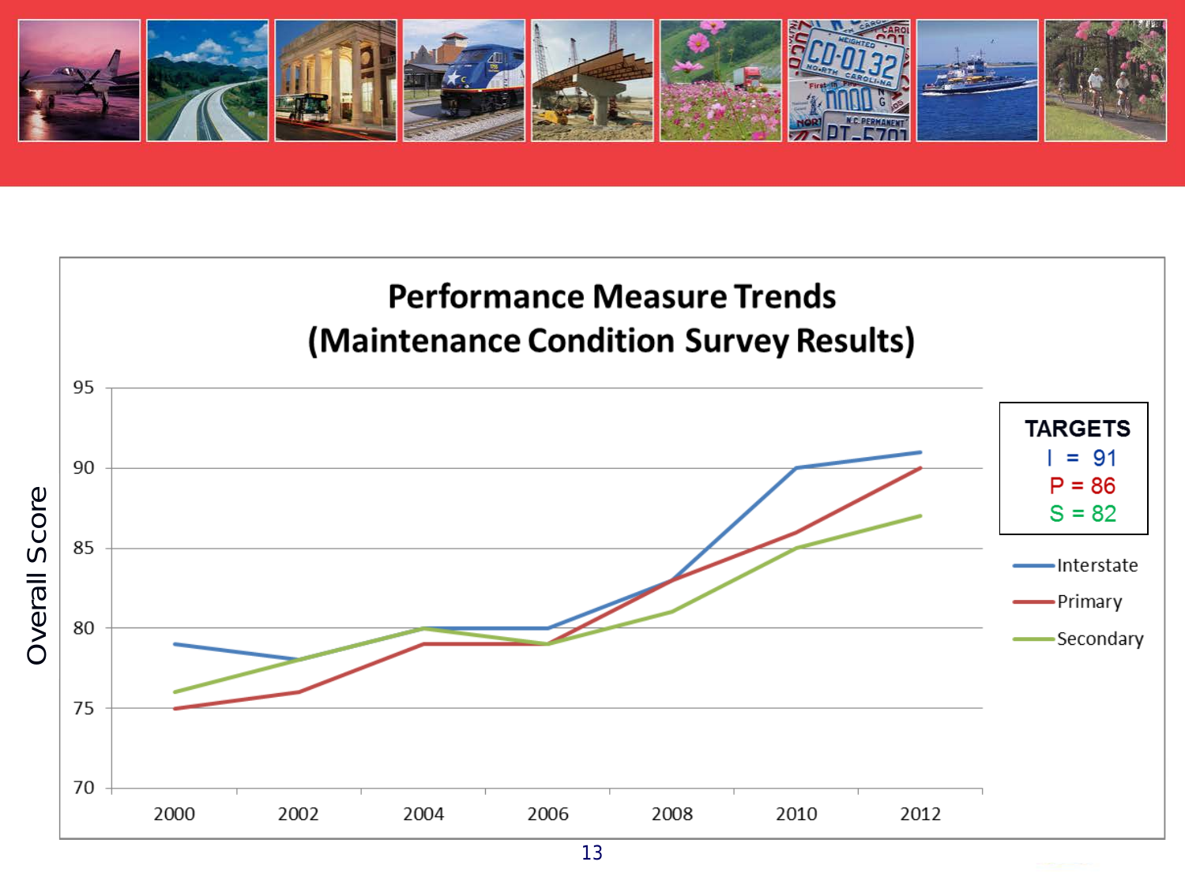# Performance Measure Trends
## (Maintenance Condition Survey Results)

| Year | Interstate | Primary | Secondary |
|---|---|---|---|
| 2000 | 79 | 75 | 76 |
| 2002 | 78 | 76 | 78 |
| 2004 | 80 | 79 | 80 |
| 2006 | 80 | 79 | 79 |
| 2008 | 83 | 83 | 81 |
| 2010 | 90 | 86 | 85 |
| 2012 | 91 | 90 | 87 |

Overall Score

**TARGETS**

I = 91

P = 86

S = 82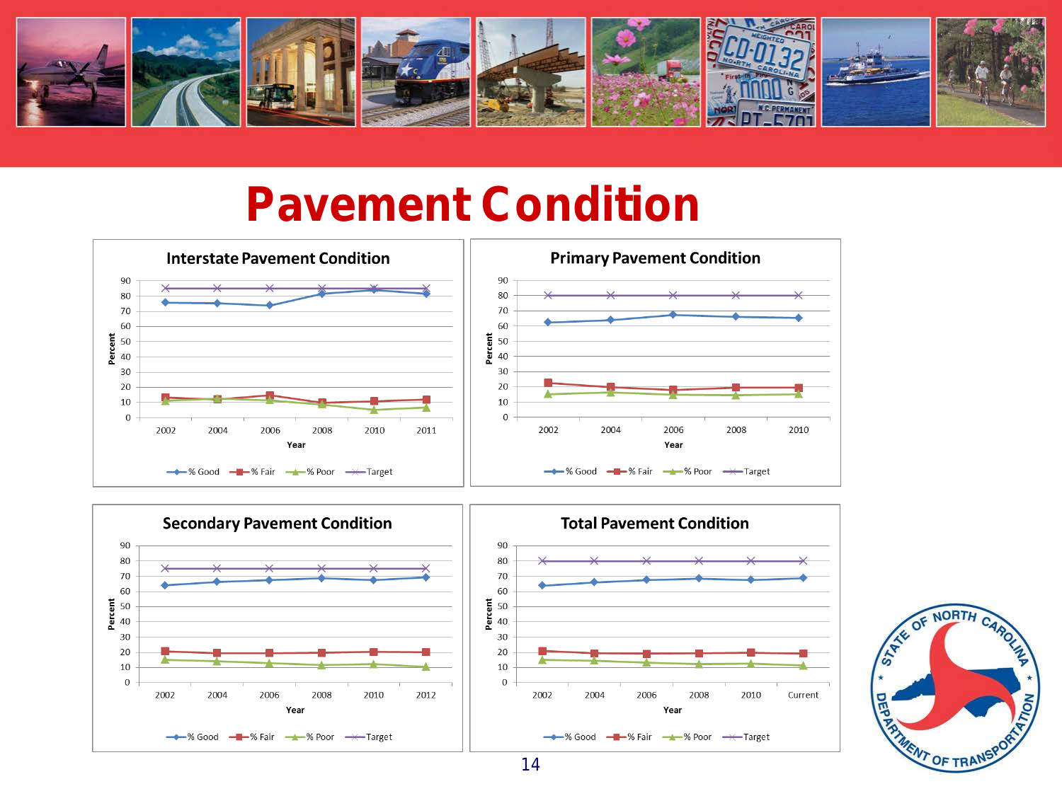# Pavement Condition

### Interstate Pavement Condition

Percent (0–90) by Year: 2002, 2004, 2006, 2008, 2010, 2011

Legend: % Good, % Fair, % Poor, Target

### Primary Pavement Condition

Percent (0–90) by Year: 2002, 2004, 2006, 2008, 2010

Legend: % Good, % Fair, % Poor, Target

### Secondary Pavement Condition

Percent (0–90) by Year: 2002, 2004, 2006, 2008, 2010, 2012

Legend: % Good, % Fair, % Poor, Target

### Total Pavement Condition

Percent (0–90) by Year: 2002, 2004, 2006, 2008, 2010, Current

Legend: % Good, % Fair, % Poor, Target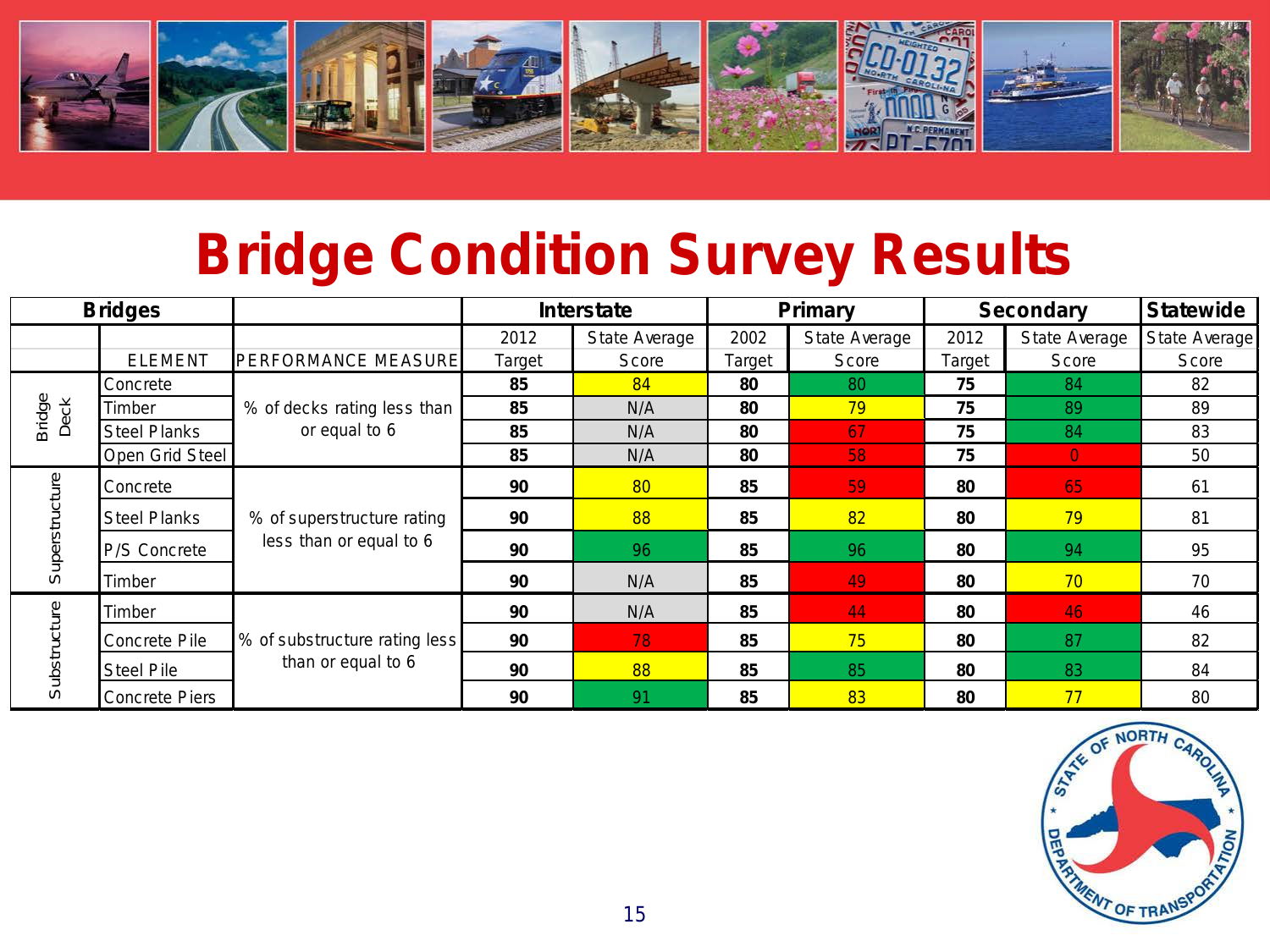# Bridge Condition Survey Results

| Bridges | | | Interstate | | Primary | | Secondary | | Statewide |
|---|---|---|---|---|---|---|---|---|---|
| | ELEMENT | PERFORMANCE MEASURE | 2012 Target | State Average Score | 2002 Target | State Average Score | 2012 Target | State Average Score | State Average Score |
| Bridge Deck | Concrete | % of decks rating less than or equal to 6 | **85** | 84 | **80** | 80 | **75** | 84 | 82 |
| | Timber | | **85** | N/A | **80** | 79 | **75** | 89 | 89 |
| | Steel Planks | | **85** | N/A | **80** | 67 | **75** | 84 | 83 |
| | Open Grid Steel | | **85** | N/A | **80** | 58 | **75** | 0 | 50 |
| Superstructure | Concrete | % of superstructure rating less than or equal to 6 | **90** | 80 | **85** | 59 | **80** | 65 | 61 |
| | Steel Planks | | **90** | 88 | **85** | 82 | **80** | 79 | 81 |
| | P/S Concrete | | **90** | 96 | **85** | 96 | **80** | 94 | 95 |
| | Timber | | **90** | N/A | **85** | 49 | **80** | 70 | 70 |
| Substructure | Timber | % of substructure rating less than or equal to 6 | **90** | N/A | **85** | 44 | **80** | 46 | 46 |
| | Concrete Pile | | **90** | 78 | **85** | 75 | **80** | 87 | 82 |
| | Steel Pile | | **90** | 88 | **85** | 85 | **80** | 83 | 84 |
| | Concrete Piers | | **90** | 91 | **85** | 83 | **80** | 77 | 80 |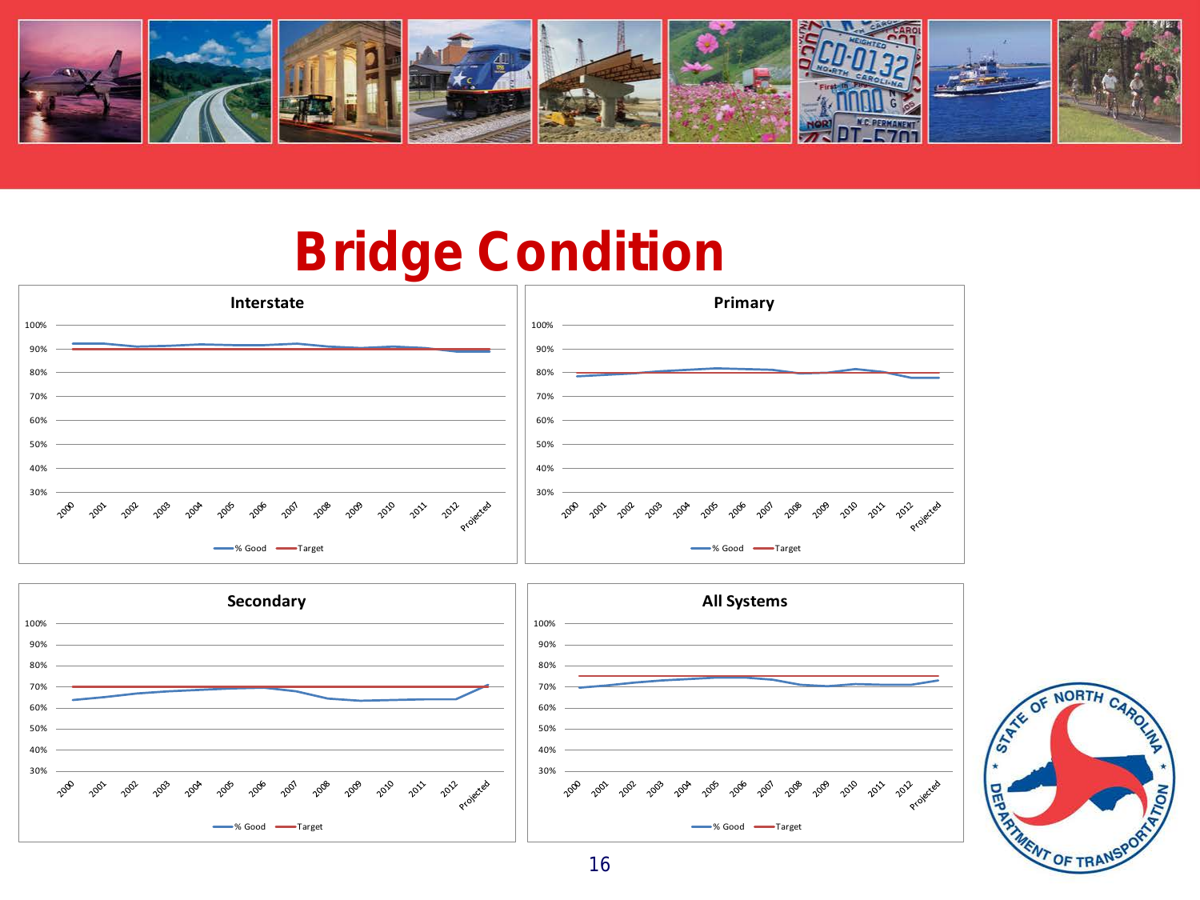# Bridge Condition

## Interstate

100%
90%
80%
70%
60%
50%
40%
30%

2000 2001 2002 2003 2004 2005 2006 2007 2008 2009 2010 2011 2012 Projected

% Good — Target

## Primary

100%
90%
80%
70%
60%
50%
40%
30%

2000 2001 2002 2003 2004 2005 2006 2007 2008 2009 2010 2011 2012 Projected

% Good — Target

## Secondary

100%
90%
80%
70%
60%
50%
40%
30%

2000 2001 2002 2003 2004 2005 2006 2007 2008 2009 2010 2011 2012 Projected

% Good — Target

## All Systems

100%
90%
80%
70%
60%
50%
40%
30%

2000 2001 2002 2003 2004 2005 2006 2007 2008 2009 2010 2011 2012 Projected

% Good — Target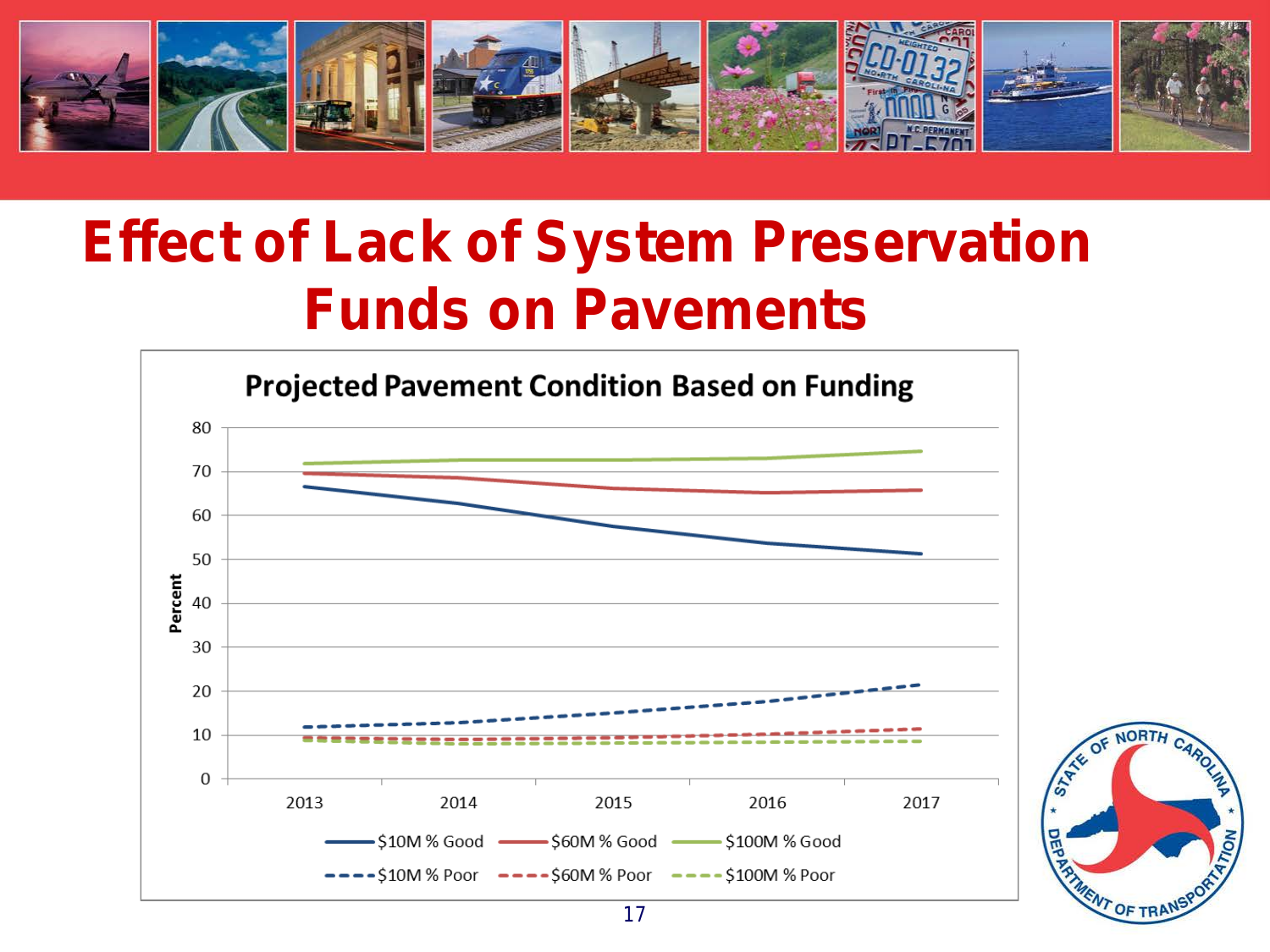# Effect of Lack of System Preservation Funds on Pavements

**Projected Pavement Condition Based on Funding**

Percent

80
70
60
50
40
30
20
10
0

2013 2014 2015 2016 2017

$10M % Good — $60M % Good — $100M % Good

$10M % Poor — $60M % Poor — $100M % Poor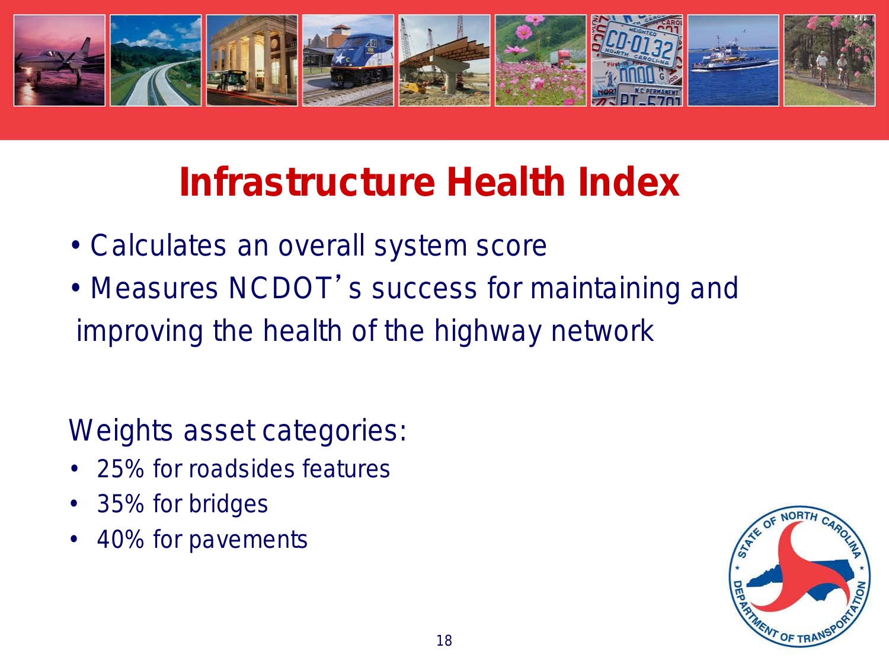# Infrastructure Health Index

- Calculates an overall system score
- Measures NCDOT's success for maintaining and improving the health of the highway network

Weights asset categories:

- 25% for roadsides features
- 35% for bridges
- 40% for pavements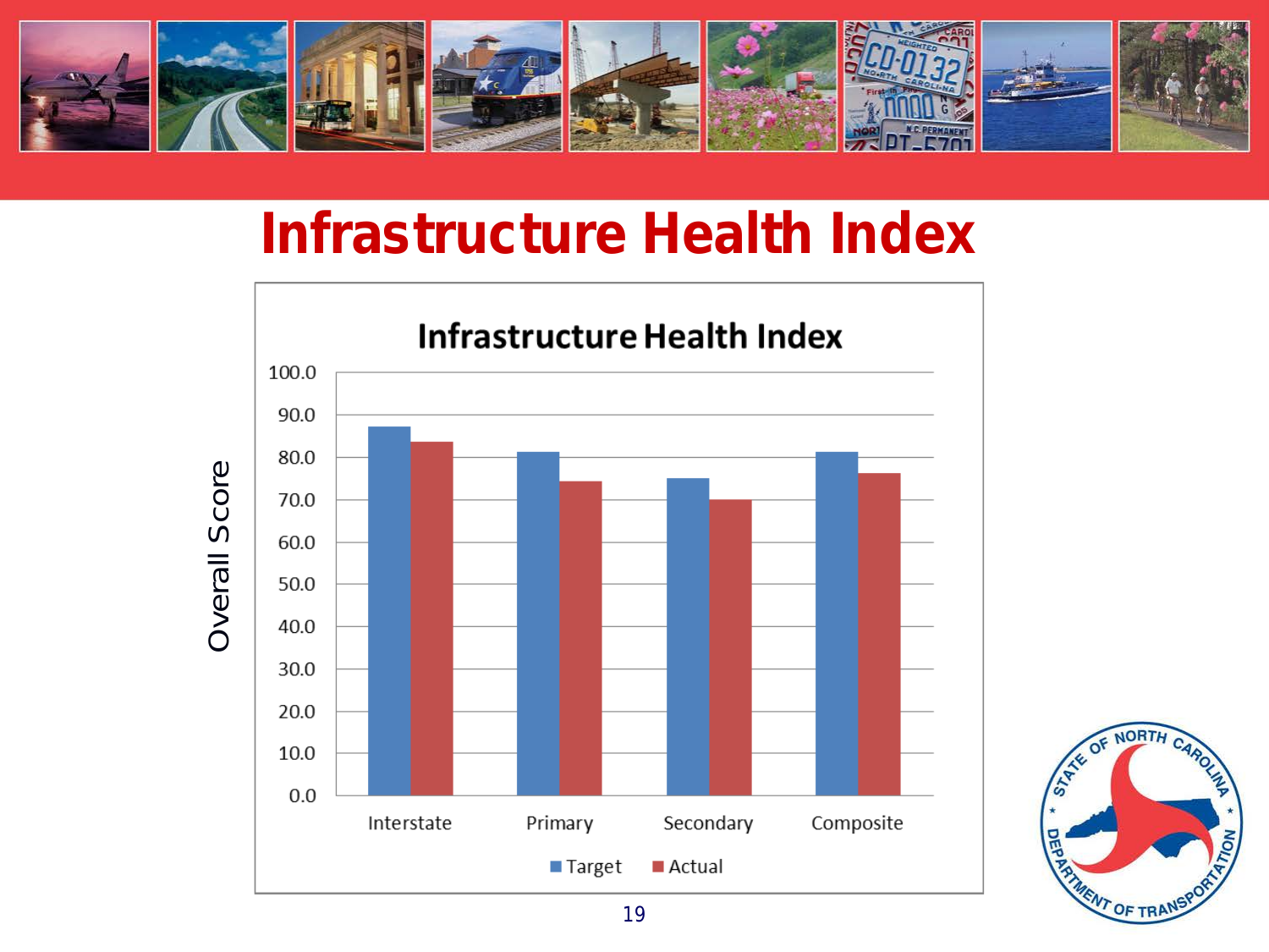# Infrastructure Health Index

**Infrastructure Health Index**

Overall Score

| | Target | Actual |
|---|---|---|
| Interstate | 87.0 | 83.5 |
| Primary | 81.0 | 74.5 |
| Secondary | 75.0 | 70.0 |
| Composite | 81.0 | 76.0 |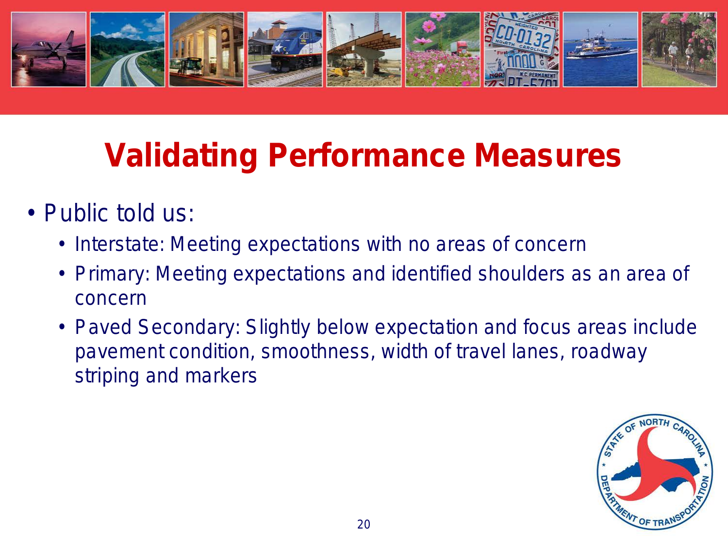# Validating Performance Measures

- Public told us:
  - Interstate: Meeting expectations with no areas of concern
  - Primary: Meeting expectations and identified shoulders as an area of concern
  - Paved Secondary: Slightly below expectation and focus areas include pavement condition, smoothness, width of travel lanes, roadway striping and markers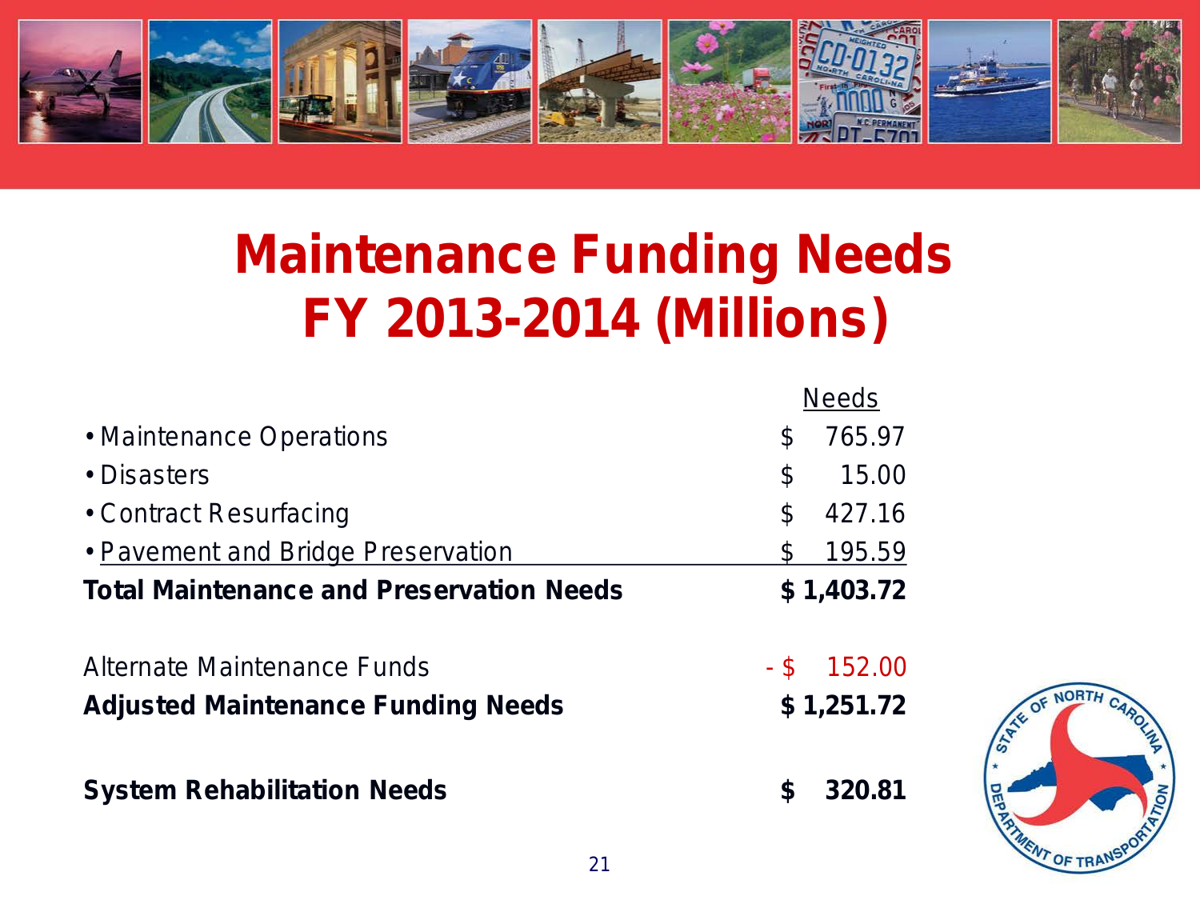# Maintenance Funding Needs FY 2013-2014 (Millions)

| | Needs |
|---|---|
| • Maintenance Operations | $ 765.97 |
| • Disasters | $ 15.00 |
| • Contract Resurfacing | $ 427.16 |
| • Pavement and Bridge Preservation | $ 195.59 |
| **Total Maintenance and Preservation Needs** | **$ 1,403.72** |
| Alternate Maintenance Funds | - $ 152.00 |
| **Adjusted Maintenance Funding Needs** | **$ 1,251.72** |
| **System Rehabilitation Needs** | **$ 320.81** |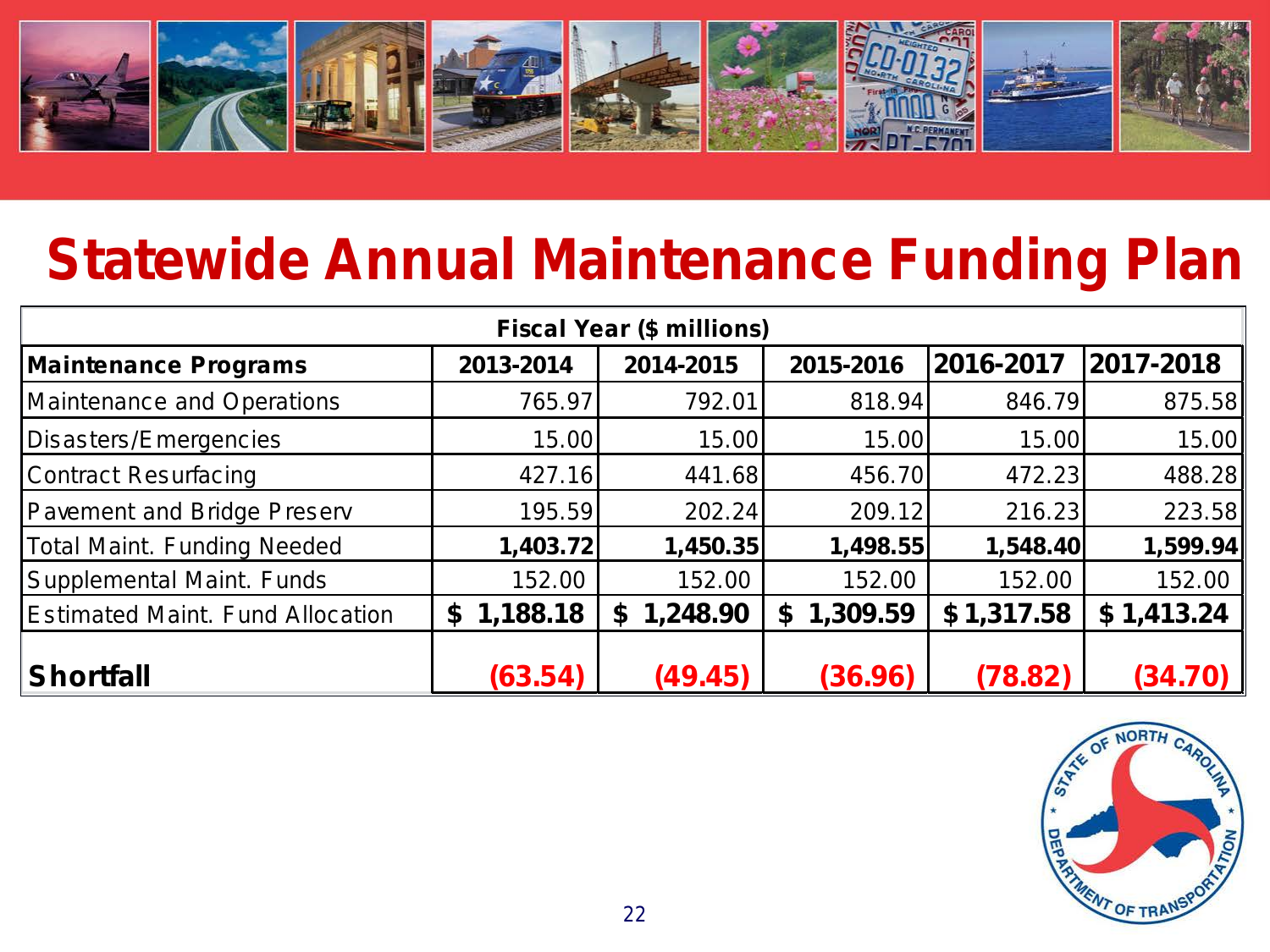# Statewide Annual Maintenance Funding Plan

| Fiscal Year ($ millions) | | | | | |
|---|---|---|---|---|---|
| **Maintenance Programs** | **2013-2014** | **2014-2015** | **2015-2016** | **2016-2017** | **2017-2018** |
| Maintenance and Operations | 765.97 | 792.01 | 818.94 | 846.79 | 875.58 |
| Disasters/Emergencies | 15.00 | 15.00 | 15.00 | 15.00 | 15.00 |
| Contract Resurfacing | 427.16 | 441.68 | 456.70 | 472.23 | 488.28 |
| Pavement and Bridge Preserv | 195.59 | 202.24 | 209.12 | 216.23 | 223.58 |
| Total Maint. Funding Needed | **1,403.72** | **1,450.35** | **1,498.55** | **1,548.40** | **1,599.94** |
| Supplemental Maint. Funds | 152.00 | 152.00 | 152.00 | 152.00 | 152.00 |
| Estimated Maint. Fund Allocation | **$ 1,188.18** | **$ 1,248.90** | **$ 1,309.59** | **$ 1,317.58** | **$ 1,413.24** |
| **Shortfall** | **(63.54)** | **(49.45)** | **(36.96)** | **(78.82)** | **(34.70)** |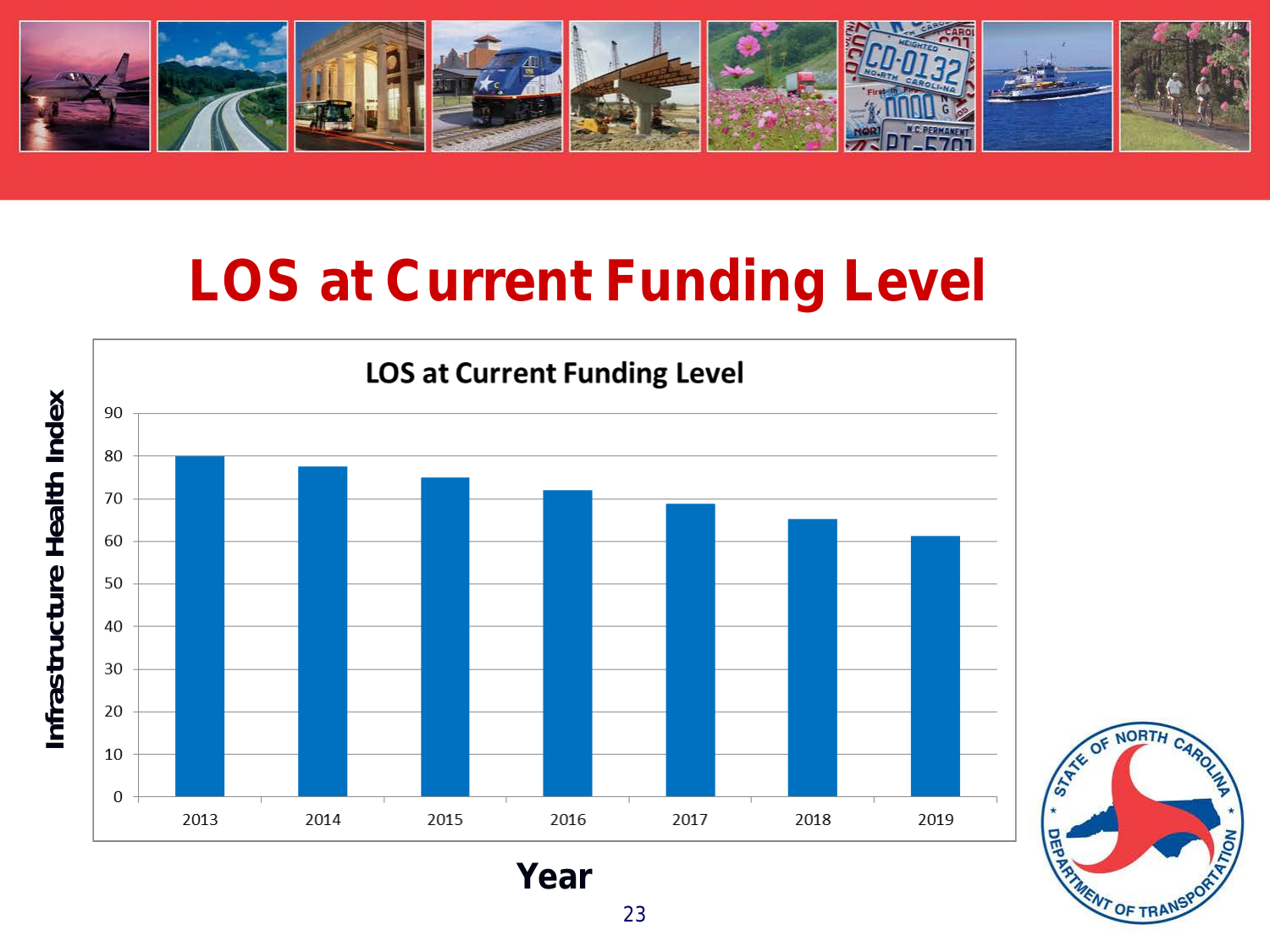# LOS at Current Funding Level

**LOS at Current Funding Level**

Infrastructure Health Index

| Year | Infrastructure Health Index |
|---|---|
| 2013 | 80 |
| 2014 | 77.5 |
| 2015 | 75 |
| 2016 | 72 |
| 2017 | 69 |
| 2018 | 65 |
| 2019 | 61 |

**Year**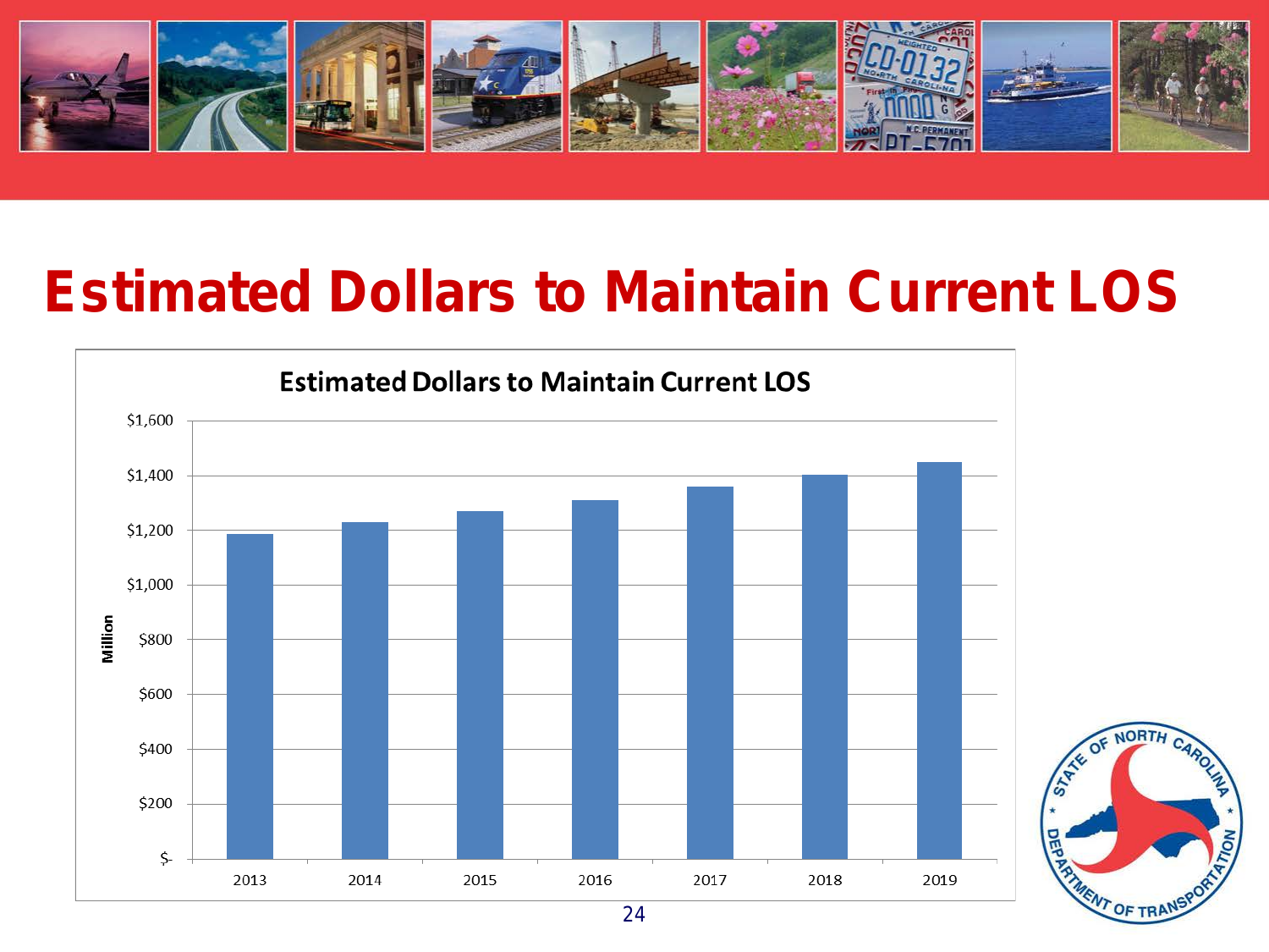# Estimated Dollars to Maintain Current LOS

Estimated Dollars to Maintain Current LOS

Million

$1,600

$1,400

$1,200

$1,000

$800

$600

$400

$200

$-

2013 2014 2015 2016 2017 2018 2019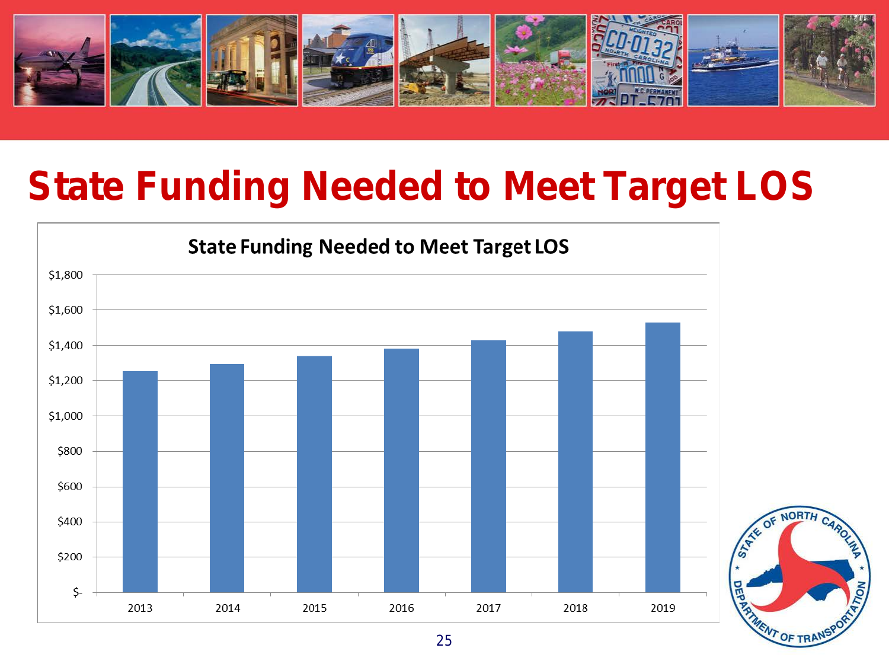# State Funding Needed to Meet Target LOS

**State Funding Needed to Meet Target LOS**

$1,800
$1,600
$1,400
$1,200
$1,000
$800
$600
$400
$200
$-

2013 2014 2015 2016 2017 2018 2019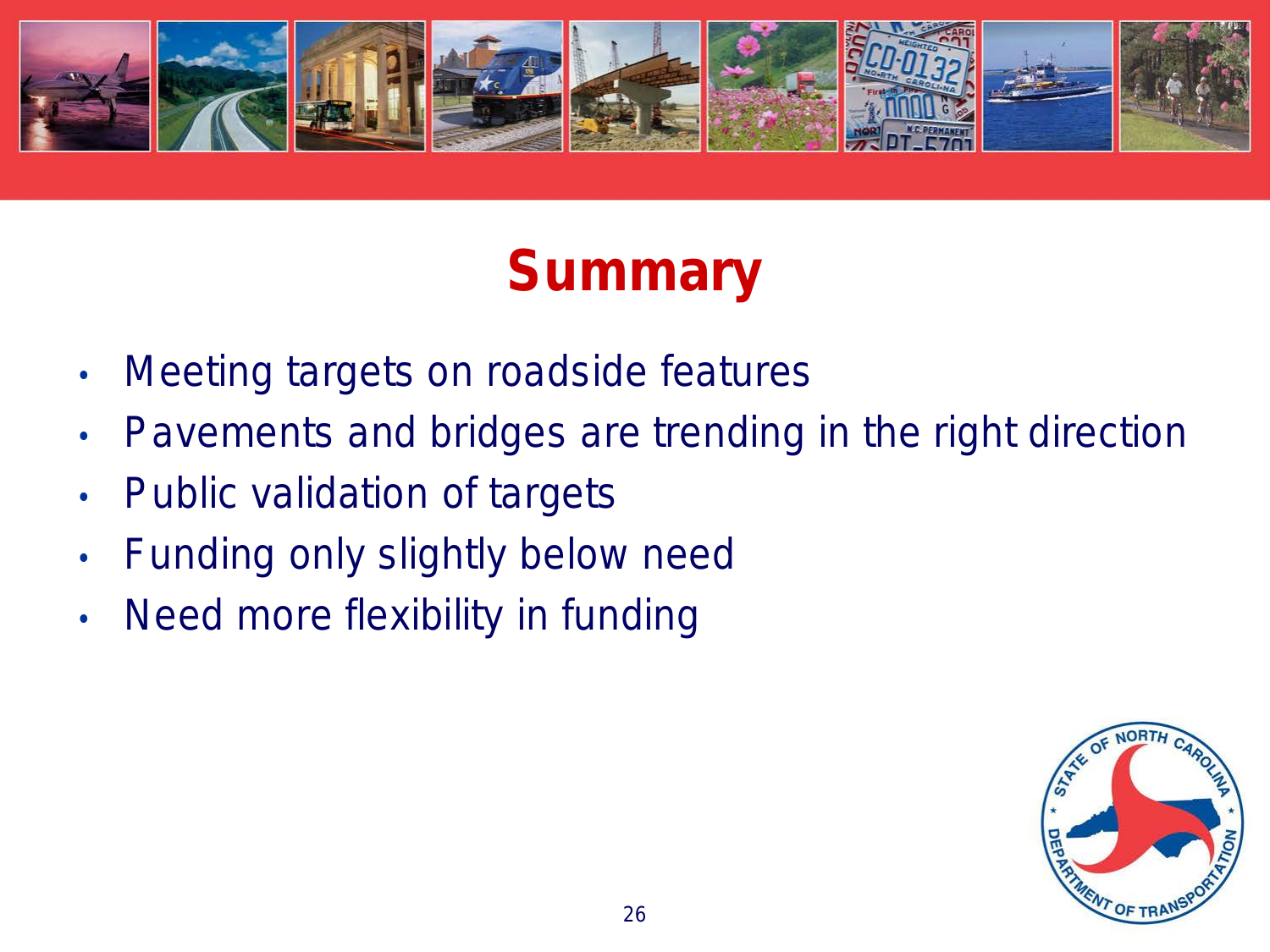# Summary

- Meeting targets on roadside features
- Pavements and bridges are trending in the right direction
- Public validation of targets
- Funding only slightly below need
- Need more flexibility in funding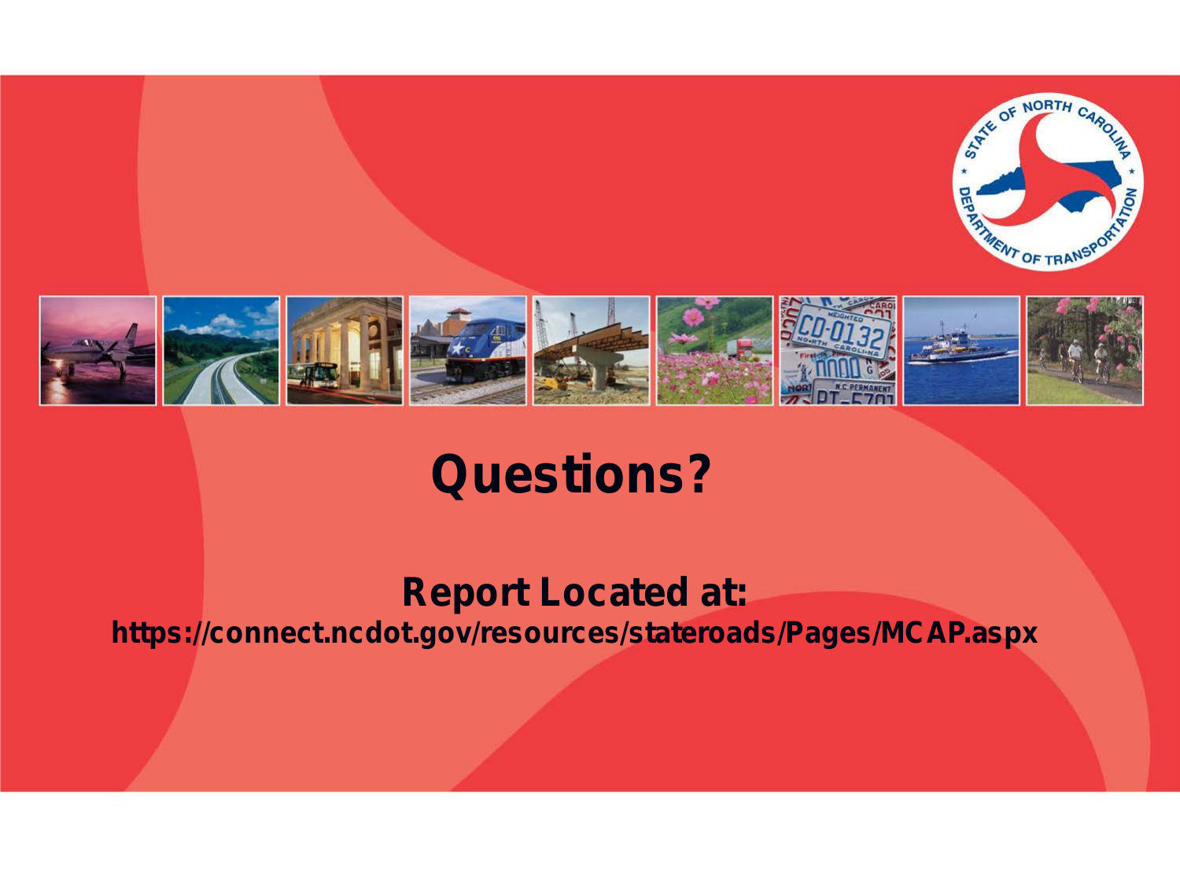# Questions?

**Report Located at:**
**https://connect.ncdot.gov/resources/stateroads/Pages/MCAP.aspx**